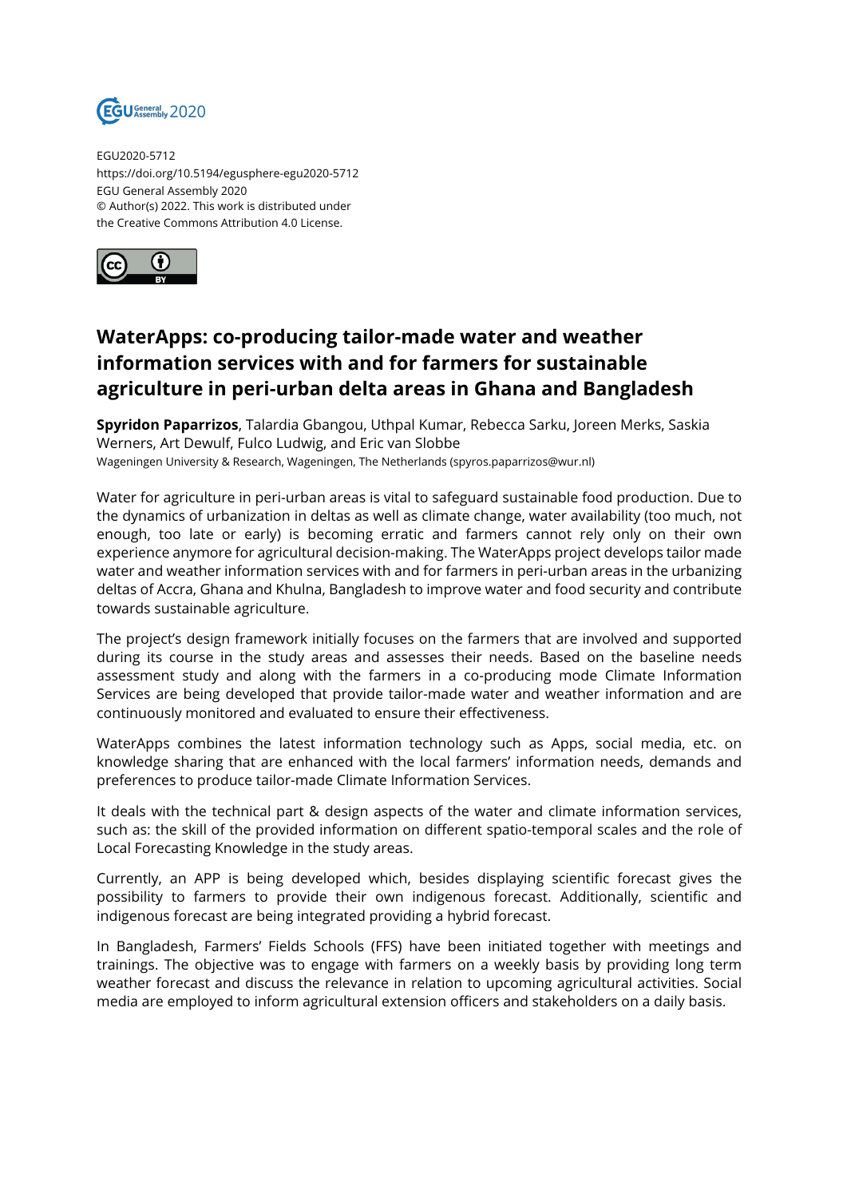EGU2020-5712
https://doi.org/10.5194/egusphere-egu2020-5712
EGU General Assembly 2020
© Author(s) 2022. This work is distributed under
the Creative Commons Attribution 4.0 License.

# WaterApps: co-producing tailor-made water and weather information services with and for farmers for sustainable agriculture in peri-urban delta areas in Ghana and Bangladesh

**Spyridon Paparrizos**, Talardia Gbangou, Uthpal Kumar, Rebecca Sarku, Joreen Merks, Saskia Werners, Art Dewulf, Fulco Ludwig, and Eric van Slobbe

Wageningen University & Research, Wageningen, The Netherlands (spyros.paparrizos@wur.nl)

Water for agriculture in peri-urban areas is vital to safeguard sustainable food production. Due to the dynamics of urbanization in deltas as well as climate change, water availability (too much, not enough, too late or early) is becoming erratic and farmers cannot rely only on their own experience anymore for agricultural decision-making. The WaterApps project develops tailor made water and weather information services with and for farmers in peri-urban areas in the urbanizing deltas of Accra, Ghana and Khulna, Bangladesh to improve water and food security and contribute towards sustainable agriculture.

The project's design framework initially focuses on the farmers that are involved and supported during its course in the study areas and assesses their needs. Based on the baseline needs assessment study and along with the farmers in a co-producing mode Climate Information Services are being developed that provide tailor-made water and weather information and are continuously monitored and evaluated to ensure their effectiveness.

WaterApps combines the latest information technology such as Apps, social media, etc. on knowledge sharing that are enhanced with the local farmers' information needs, demands and preferences to produce tailor-made Climate Information Services.

It deals with the technical part & design aspects of the water and climate information services, such as: the skill of the provided information on different spatio-temporal scales and the role of Local Forecasting Knowledge in the study areas.

Currently, an APP is being developed which, besides displaying scientific forecast gives the possibility to farmers to provide their own indigenous forecast. Additionally, scientific and indigenous forecast are being integrated providing a hybrid forecast.

In Bangladesh, Farmers' Fields Schools (FFS) have been initiated together with meetings and trainings. The objective was to engage with farmers on a weekly basis by providing long term weather forecast and discuss the relevance in relation to upcoming agricultural activities. Social media are employed to inform agricultural extension officers and stakeholders on a daily basis.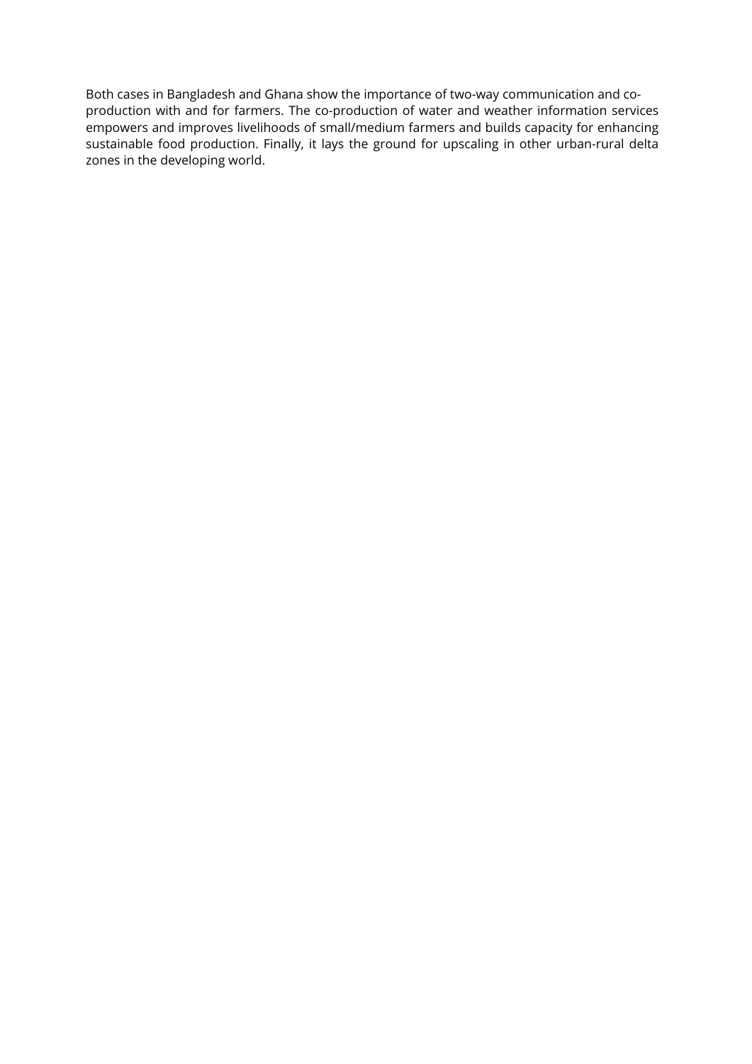Both cases in Bangladesh and Ghana show the importance of two-way communication and co-production with and for farmers. The co-production of water and weather information services empowers and improves livelihoods of small/medium farmers and builds capacity for enhancing sustainable food production. Finally, it lays the ground for upscaling in other urban-rural delta zones in the developing world.